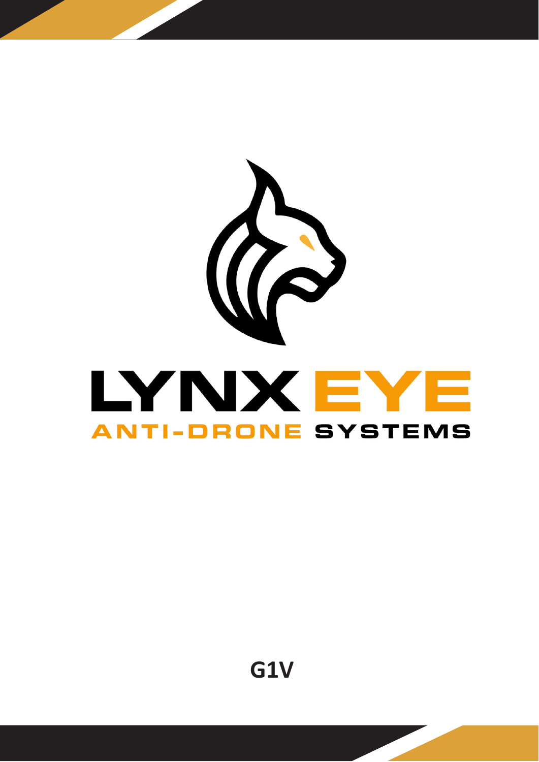# LYNX EYE

## ANTI-DRONE SYSTEMS

**G1V**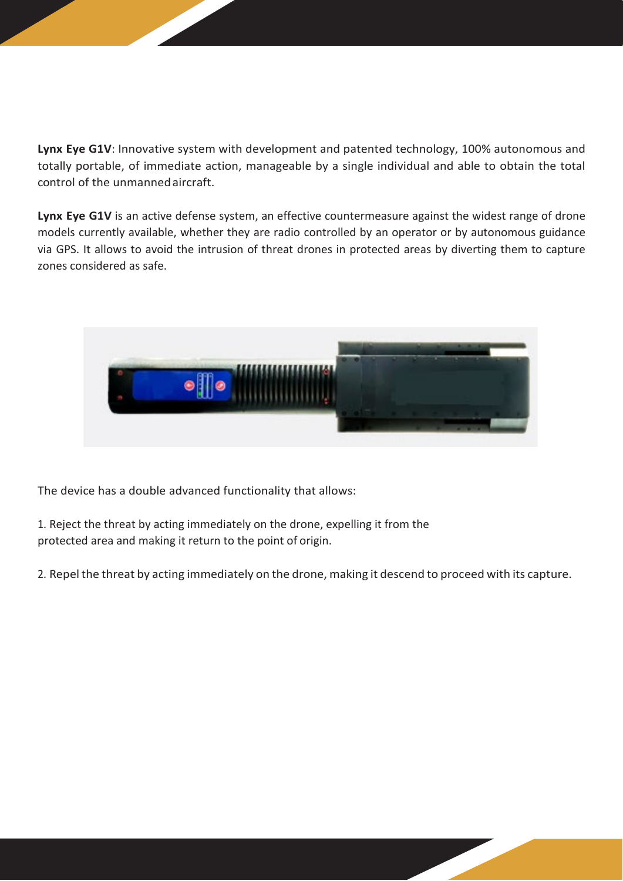**Lynx Eye G1V**: Innovative system with development and patented technology, 100% autonomous and totally portable, of immediate action, manageable by a single individual and able to obtain the total control of the unmanned aircraft.

**Lynx Eye G1V** is an active defense system, an effective countermeasure against the widest range of drone models currently available, whether they are radio controlled by an operator or by autonomous guidance via GPS. It allows to avoid the intrusion of threat drones in protected areas by diverting them to capture zones considered as safe.

The device has a double advanced functionality that allows:

1. Reject the threat by acting immediately on the drone, expelling it from the protected area and making it return to the point of origin.

2. Repel the threat by acting immediately on the drone, making it descend to proceed with its capture.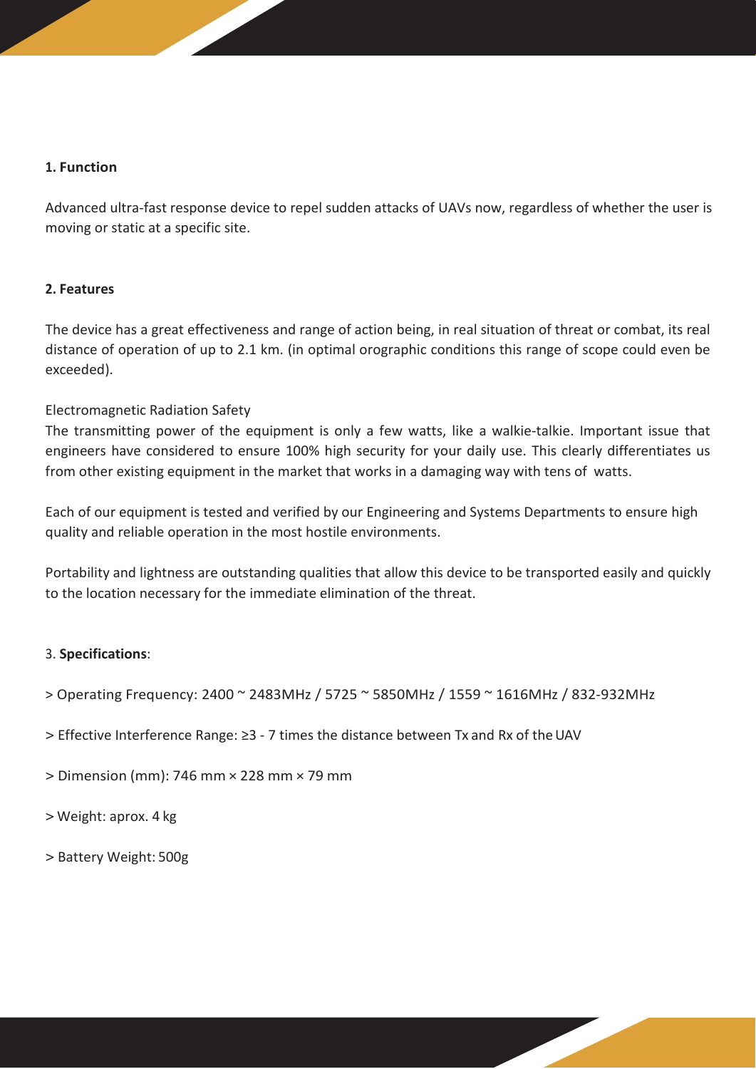**1. Function**

Advanced ultra-fast response device to repel sudden attacks of UAVs now, regardless of whether the user is moving or static at a specific site.

**2. Features**

The device has a great effectiveness and range of action being, in real situation of threat or combat, its real distance of operation of up to 2.1 km. (in optimal orographic conditions this range of scope could even be exceeded).

Electromagnetic Radiation Safety
The transmitting power of the equipment is only a few watts, like a walkie-talkie. Important issue that engineers have considered to ensure 100% high security for your daily use. This clearly differentiates us from other existing equipment in the market that works in a damaging way with tens of watts.

Each of our equipment is tested and verified by our Engineering and Systems Departments to ensure high quality and reliable operation in the most hostile environments.

Portability and lightness are outstanding qualities that allow this device to be transported easily and quickly to the location necessary for the immediate elimination of the threat.

3. **Specifications**:

> Operating Frequency: 2400 ~ 2483MHz / 5725 ~ 5850MHz / 1559 ~ 1616MHz / 832-932MHz

> Effective Interference Range: ≥3 - 7 times the distance between Tx and Rx of the UAV

> Dimension (mm): 746 mm × 228 mm × 79 mm

> Weight: aprox. 4 kg

> Battery Weight: 500g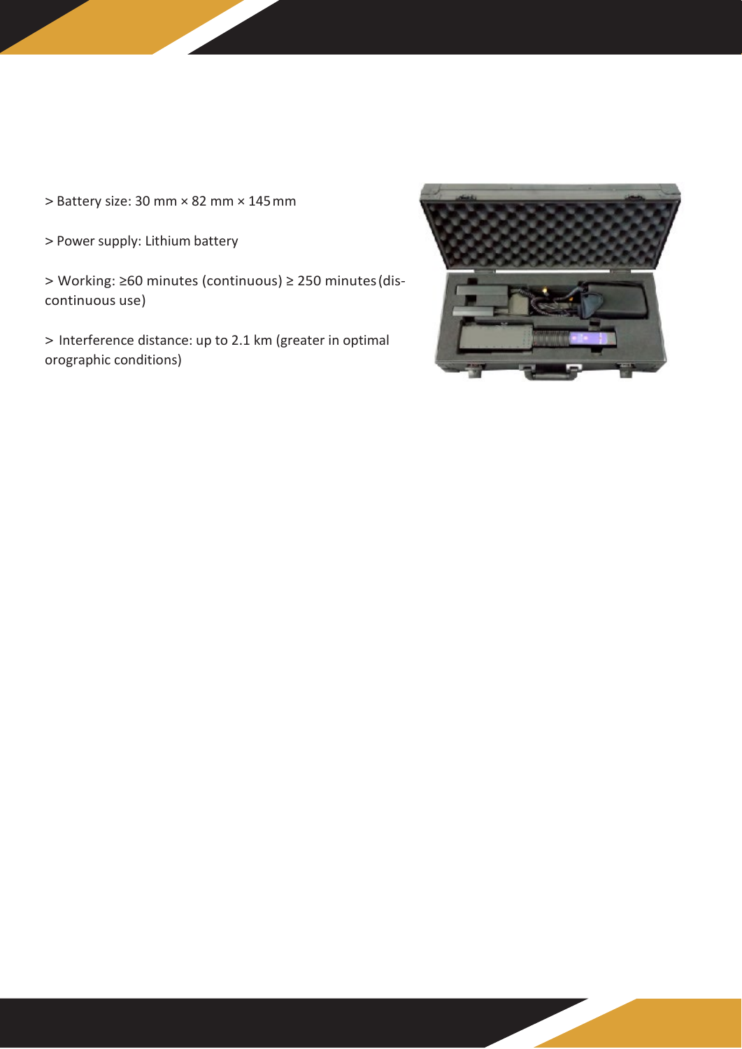> Battery size: 30 mm × 82 mm × 145 mm

> Power supply: Lithium battery

> Working: ≥60 minutes (continuous) ≥ 250 minutes (discontinuous use)

> Interference distance: up to 2.1 km (greater in optimal orographic conditions)